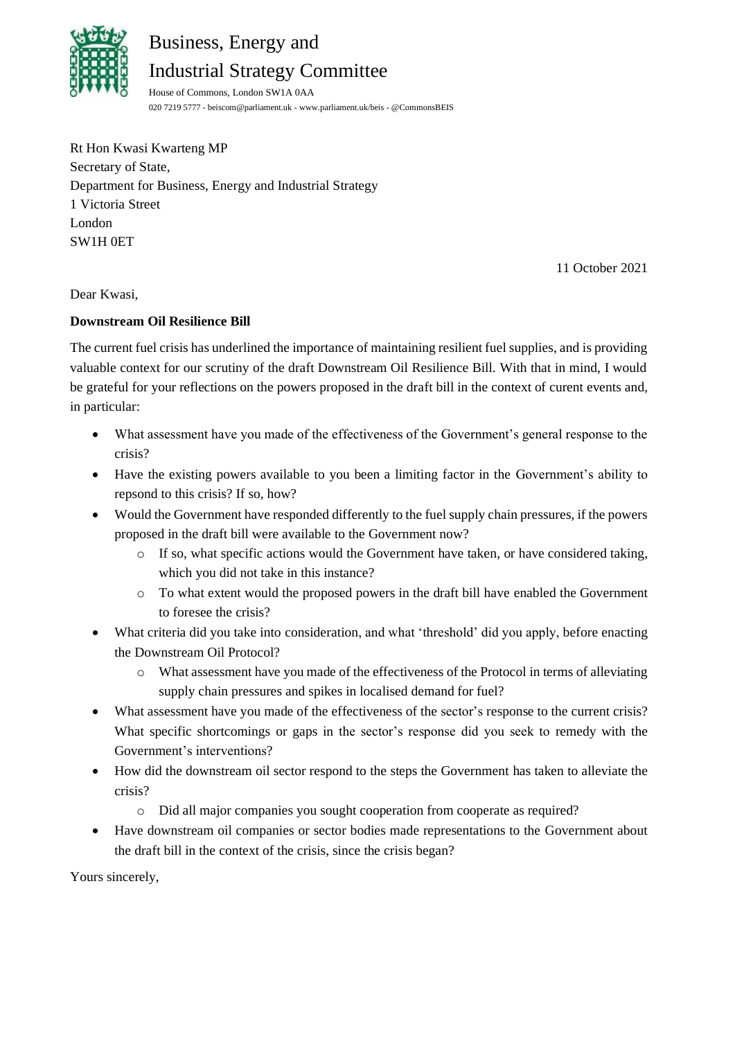# Business, Energy and Industrial Strategy Committee

House of Commons, London SW1A 0AA
020 7219 5777 - beiscom@parliament.uk - www.parliament.uk/beis - @CommonsBEIS

Rt Hon Kwasi Kwarteng MP
Secretary of State,
Department for Business, Energy and Industrial Strategy
1 Victoria Street
London
SW1H 0ET

11 October 2021

Dear Kwasi,

**Downstream Oil Resilience Bill**

The current fuel crisis has underlined the importance of maintaining resilient fuel supplies, and is providing valuable context for our scrutiny of the draft Downstream Oil Resilience Bill. With that in mind, I would be grateful for your reflections on the powers proposed in the draft bill in the context of curent events and, in particular:

- What assessment have you made of the effectiveness of the Government's general response to the crisis?
- Have the existing powers available to you been a limiting factor in the Government's ability to repsond to this crisis? If so, how?
- Would the Government have responded differently to the fuel supply chain pressures, if the powers proposed in the draft bill were available to the Government now?
  - If so, what specific actions would the Government have taken, or have considered taking, which you did not take in this instance?
  - To what extent would the proposed powers in the draft bill have enabled the Government to foresee the crisis?
- What criteria did you take into consideration, and what 'threshold' did you apply, before enacting the Downstream Oil Protocol?
  - What assessment have you made of the effectiveness of the Protocol in terms of alleviating supply chain pressures and spikes in localised demand for fuel?
- What assessment have you made of the effectiveness of the sector's response to the current crisis? What specific shortcomings or gaps in the sector's response did you seek to remedy with the Government's interventions?
- How did the downstream oil sector respond to the steps the Government has taken to alleviate the crisis?
  - Did all major companies you sought cooperation from cooperate as required?
- Have downstream oil companies or sector bodies made representations to the Government about the draft bill in the context of the crisis, since the crisis began?

Yours sincerely,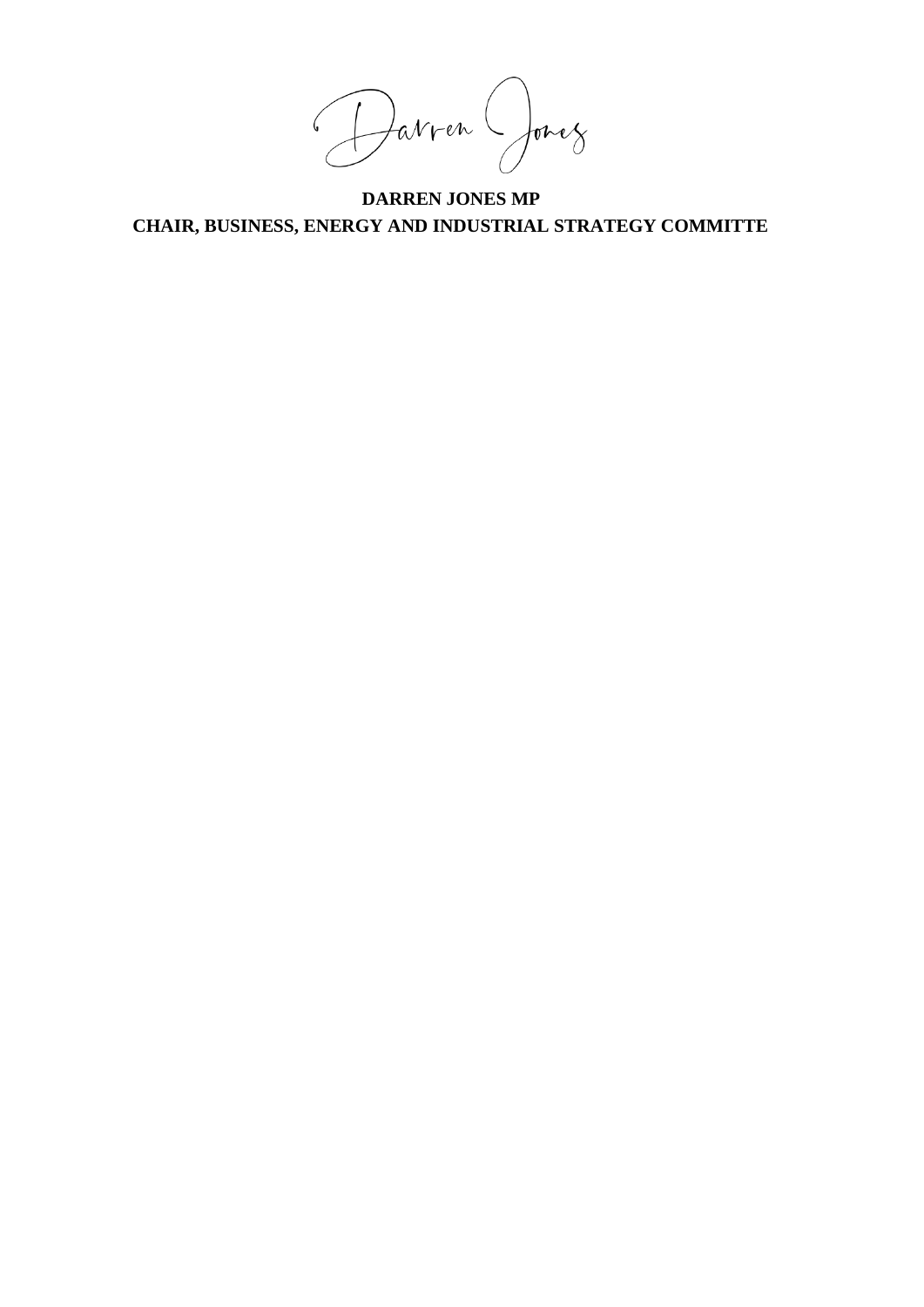Darren Jones

**DARREN JONES MP**
**CHAIR, BUSINESS, ENERGY AND INDUSTRIAL STRATEGY COMMITTE**